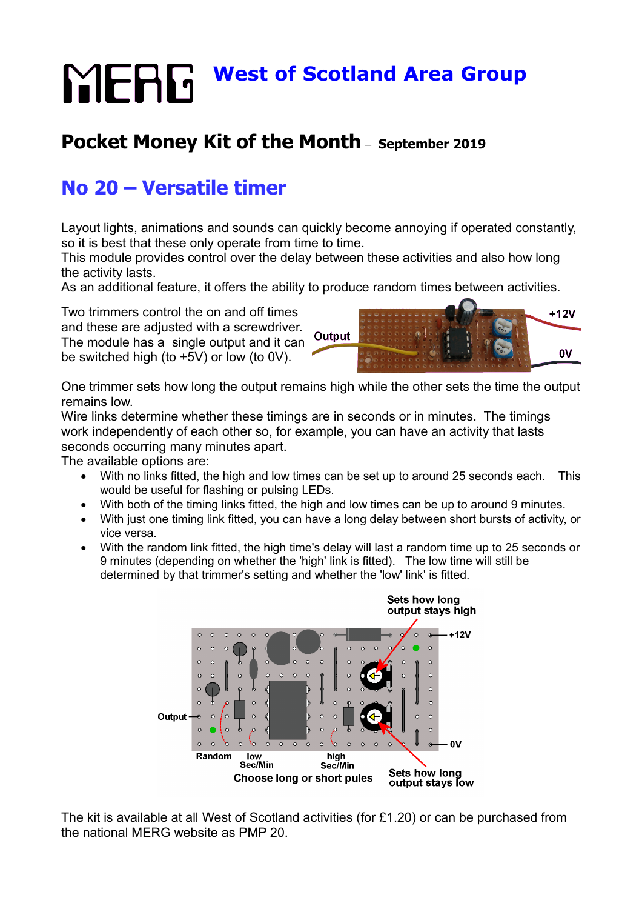# MERG West of Scotland Area Group

## Pocket Money Kit of the Month – September 2019

# No 20 – Versatile timer

Layout lights, animations and sounds can quickly become annoying if operated constantly, so it is best that these only operate from time to time.
This module provides control over the delay between these activities and also how long the activity lasts.
As an additional feature, it offers the ability to produce random times between activities.

Two trimmers control the on and off times and these are adjusted with a screwdriver. The module has a single output and it can be switched high (to +5V) or low (to 0V).

Output

+12V

0V

One trimmer sets how long the output remains high while the other sets the time the output remains low.
Wire links determine whether these timings are in seconds or in minutes. The timings work independently of each other so, for example, you can have an activity that lasts seconds occurring many minutes apart.
The available options are:

- With no links fitted, the high and low times can be set up to around 25 seconds each. This would be useful for flashing or pulsing LEDs.
- With both of the timing links fitted, the high and low times can be up to around 9 minutes.
- With just one timing link fitted, you can have a long delay between short bursts of activity, or vice versa.
- With the random link fitted, the high time's delay will last a random time up to 25 seconds or 9 minutes (depending on whether the 'high' link is fitted). The low time will still be determined by that trimmer's setting and whether the 'low' link' is fitted.

Sets how long output stays high

+12V

Output

0V

Random

low Sec/Min

high Sec/Min

Choose long or short pules

Sets how long output stays low

The kit is available at all West of Scotland activities (for £1.20) or can be purchased from the national MERG website as PMP 20.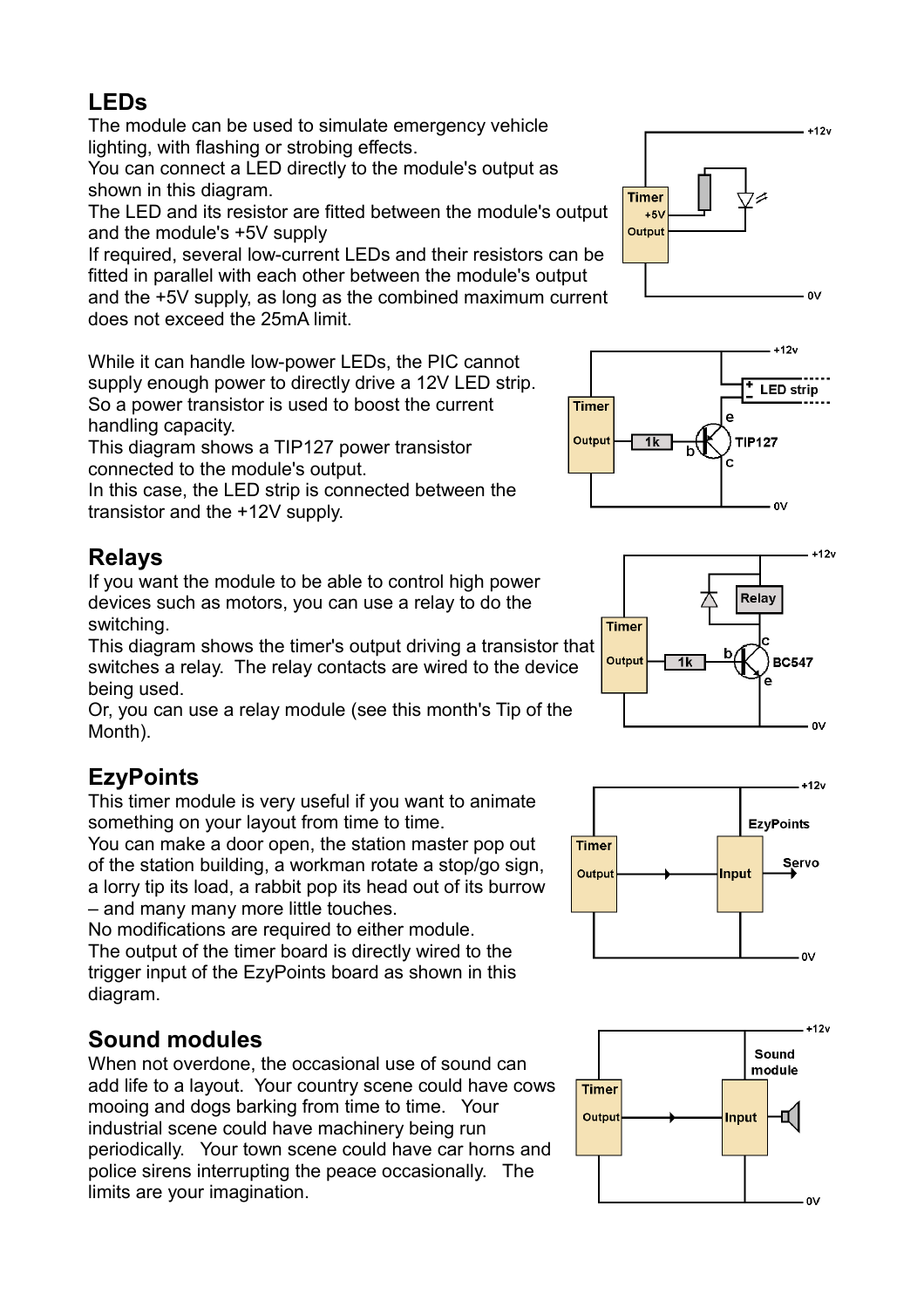## LEDs

The module can be used to simulate emergency vehicle lighting, with flashing or strobing effects.
You can connect a LED directly to the module's output as shown in this diagram.
The LED and its resistor are fitted between the module's output and the module's +5V supply
If required, several low-current LEDs and their resistors can be fitted in parallel with each other between the module's output and the +5V supply, as long as the combined maximum current does not exceed the 25mA limit.

+12v
Timer
+5V
Output
0V

While it can handle low-power LEDs, the PIC cannot supply enough power to directly drive a 12V LED strip. So a power transistor is used to boost the current handling capacity.
This diagram shows a TIP127 power transistor connected to the module's output.
In this case, the LED strip is connected between the transistor and the +12V supply.

+12v
+ LED strip
-
Timer
Output
1k
e
b
c
TIP127
0V

## Relays

If you want the module to be able to control high power devices such as motors, you can use a relay to do the switching.
This diagram shows the timer's output driving a transistor that switches a relay. The relay contacts are wired to the device being used.
Or, you can use a relay module (see this month's Tip of the Month).

+12v
Relay
Timer
Output
1k
b
c
e
BC547
0V

## EzyPoints

This timer module is very useful if you want to animate something on your layout from time to time.
You can make a door open, the station master pop out of the station building, a workman rotate a stop/go sign, a lorry tip its load, a rabbit pop its head out of its burrow – and many many more little touches.
No modifications are required to either module.
The output of the timer board is directly wired to the trigger input of the EzyPoints board as shown in this diagram.

+12v
EzyPoints
Timer
Output
Input
Servo
0V

## Sound modules

When not overdone, the occasional use of sound can add life to a layout. Your country scene could have cows mooing and dogs barking from time to time. Your industrial scene could have machinery being run periodically. Your town scene could have car horns and police sirens interrupting the peace occasionally. The limits are your imagination.

+12v
Sound module
Timer
Output
Input
0V